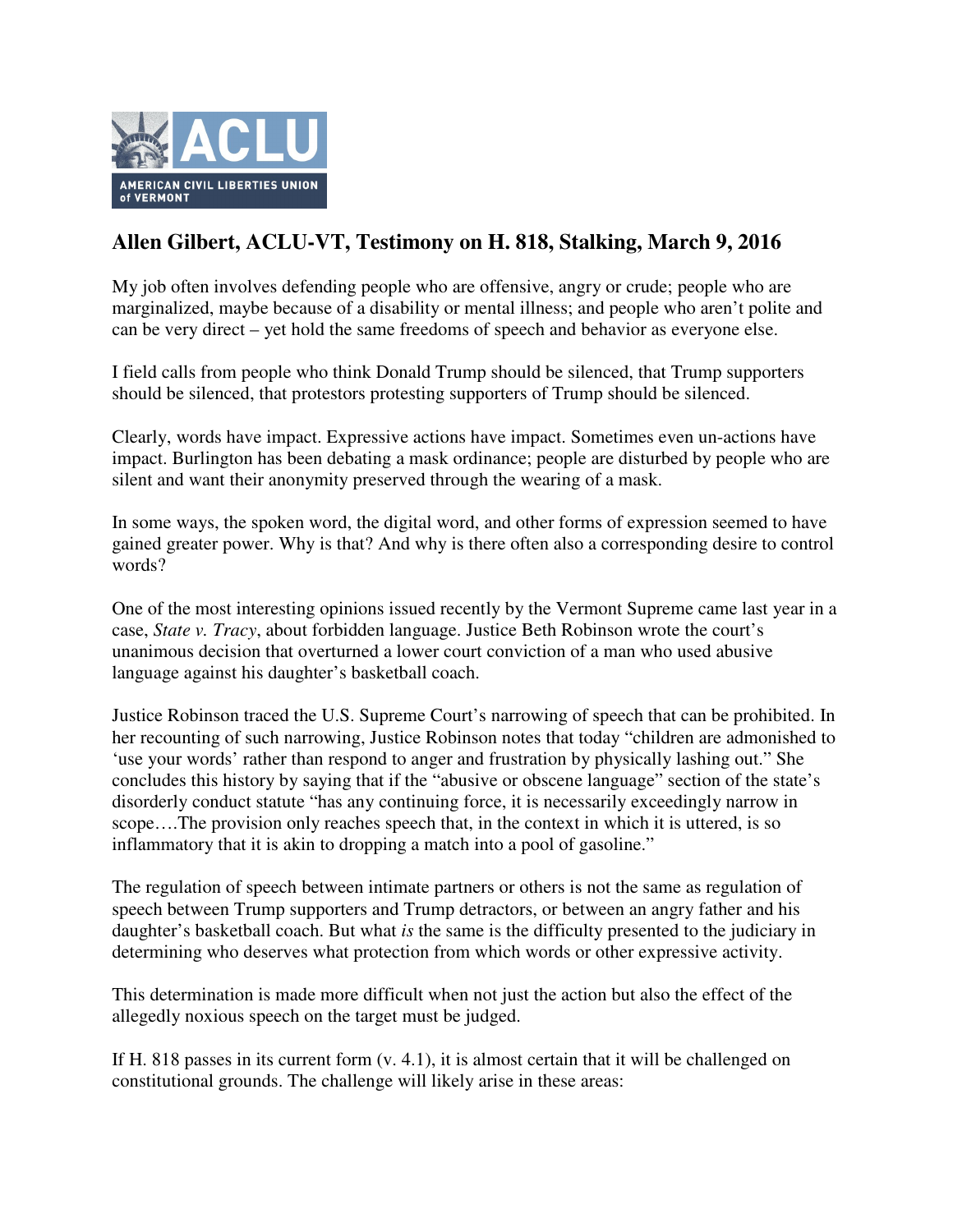AMERICAN CIVIL LIBERTIES UNION of VERMONT

## Allen Gilbert, ACLU-VT, Testimony on H. 818, Stalking, March 9, 2016

My job often involves defending people who are offensive, angry or crude; people who are marginalized, maybe because of a disability or mental illness; and people who aren't polite and can be very direct – yet hold the same freedoms of speech and behavior as everyone else.

I field calls from people who think Donald Trump should be silenced, that Trump supporters should be silenced, that protestors protesting supporters of Trump should be silenced.

Clearly, words have impact. Expressive actions have impact. Sometimes even un-actions have impact. Burlington has been debating a mask ordinance; people are disturbed by people who are silent and want their anonymity preserved through the wearing of a mask.

In some ways, the spoken word, the digital word, and other forms of expression seemed to have gained greater power. Why is that? And why is there often also a corresponding desire to control words?

One of the most interesting opinions issued recently by the Vermont Supreme came last year in a case, *State v. Tracy*, about forbidden language. Justice Beth Robinson wrote the court's unanimous decision that overturned a lower court conviction of a man who used abusive language against his daughter's basketball coach.

Justice Robinson traced the U.S. Supreme Court's narrowing of speech that can be prohibited. In her recounting of such narrowing, Justice Robinson notes that today "children are admonished to 'use your words' rather than respond to anger and frustration by physically lashing out." She concludes this history by saying that if the "abusive or obscene language" section of the state's disorderly conduct statute "has any continuing force, it is necessarily exceedingly narrow in scope….The provision only reaches speech that, in the context in which it is uttered, is so inflammatory that it is akin to dropping a match into a pool of gasoline."

The regulation of speech between intimate partners or others is not the same as regulation of speech between Trump supporters and Trump detractors, or between an angry father and his daughter's basketball coach. But what *is* the same is the difficulty presented to the judiciary in determining who deserves what protection from which words or other expressive activity.

This determination is made more difficult when not just the action but also the effect of the allegedly noxious speech on the target must be judged.

If H. 818 passes in its current form (v. 4.1), it is almost certain that it will be challenged on constitutional grounds. The challenge will likely arise in these areas: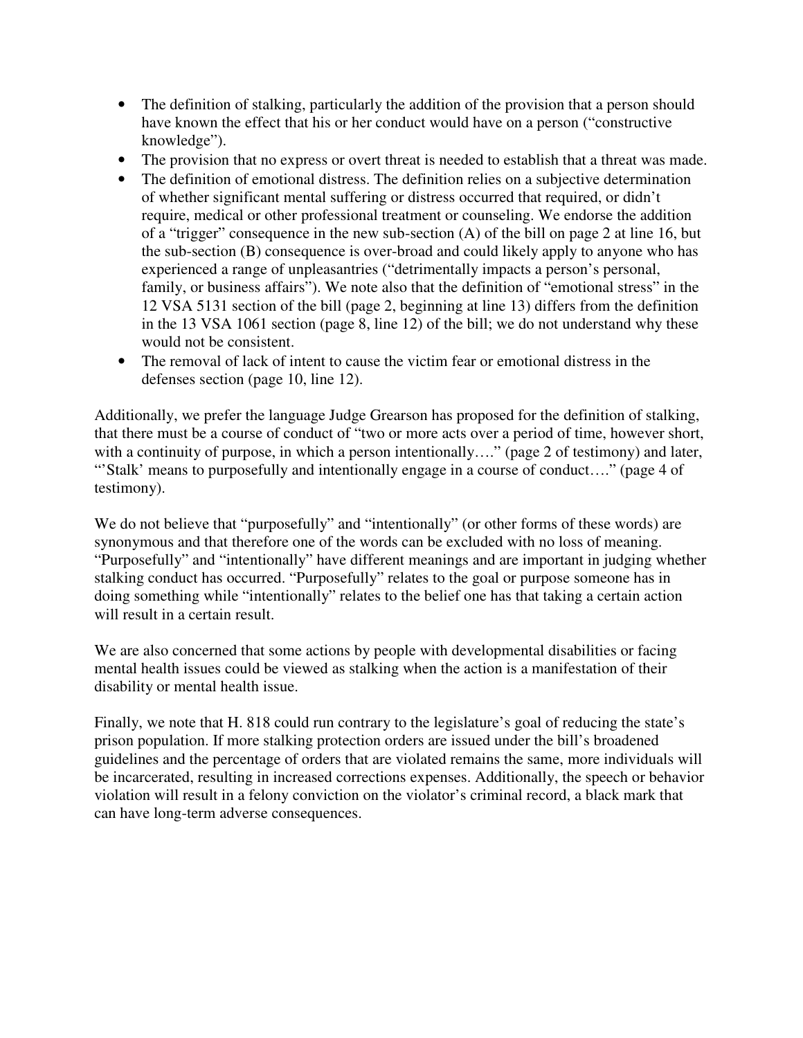- The definition of stalking, particularly the addition of the provision that a person should have known the effect that his or her conduct would have on a person ("constructive knowledge").
- The provision that no express or overt threat is needed to establish that a threat was made.
- The definition of emotional distress. The definition relies on a subjective determination of whether significant mental suffering or distress occurred that required, or didn't require, medical or other professional treatment or counseling. We endorse the addition of a "trigger" consequence in the new sub-section (A) of the bill on page 2 at line 16, but the sub-section (B) consequence is over-broad and could likely apply to anyone who has experienced a range of unpleasantries ("detrimentally impacts a person's personal, family, or business affairs"). We note also that the definition of "emotional stress" in the 12 VSA 5131 section of the bill (page 2, beginning at line 13) differs from the definition in the 13 VSA 1061 section (page 8, line 12) of the bill; we do not understand why these would not be consistent.
- The removal of lack of intent to cause the victim fear or emotional distress in the defenses section (page 10, line 12).

Additionally, we prefer the language Judge Grearson has proposed for the definition of stalking, that there must be a course of conduct of "two or more acts over a period of time, however short, with a continuity of purpose, in which a person intentionally…." (page 2 of testimony) and later, "'Stalk' means to purposefully and intentionally engage in a course of conduct…." (page 4 of testimony).

We do not believe that "purposefully" and "intentionally" (or other forms of these words) are synonymous and that therefore one of the words can be excluded with no loss of meaning. "Purposefully" and "intentionally" have different meanings and are important in judging whether stalking conduct has occurred. "Purposefully" relates to the goal or purpose someone has in doing something while "intentionally" relates to the belief one has that taking a certain action will result in a certain result.

We are also concerned that some actions by people with developmental disabilities or facing mental health issues could be viewed as stalking when the action is a manifestation of their disability or mental health issue.

Finally, we note that H. 818 could run contrary to the legislature's goal of reducing the state's prison population. If more stalking protection orders are issued under the bill's broadened guidelines and the percentage of orders that are violated remains the same, more individuals will be incarcerated, resulting in increased corrections expenses. Additionally, the speech or behavior violation will result in a felony conviction on the violator's criminal record, a black mark that can have long-term adverse consequences.